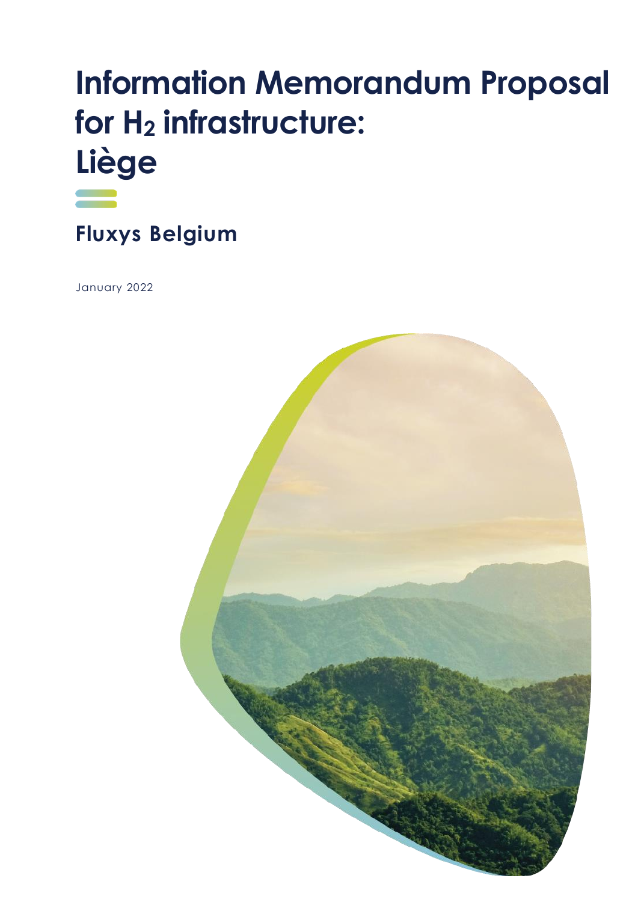# Information Memorandum Proposal for $H_2$ infrastructure: Liège

## Fluxys Belgium

January 2022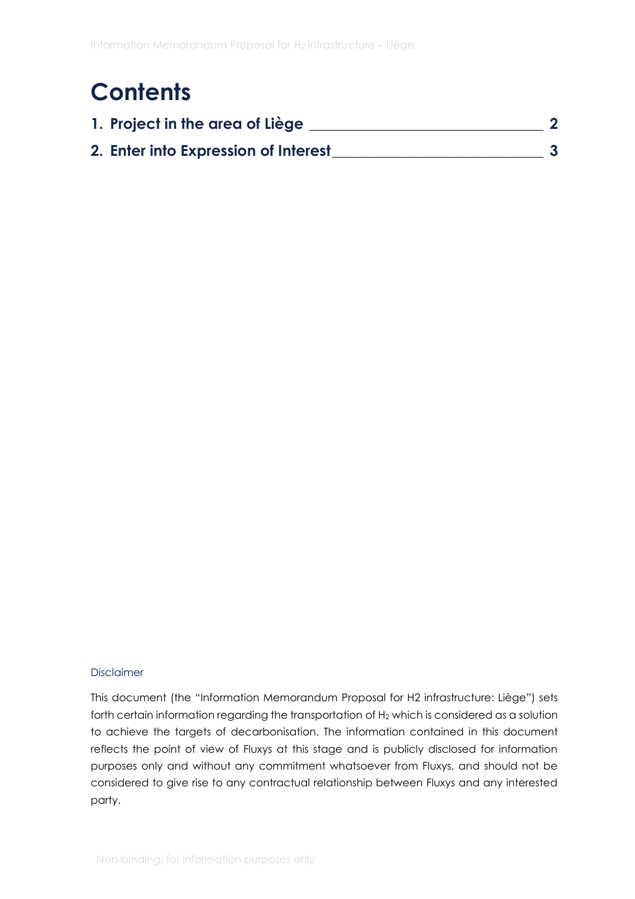# Contents

**1. Project in the area of Liège ______________________________ 2**

**2. Enter into Expression of Interest ___________________________ 3**

Disclaimer

This document (the "Information Memorandum Proposal for H2 infrastructure: Liège") sets forth certain information regarding the transportation of $H_2$ which is considered as a solution to achieve the targets of decarbonisation. The information contained in this document reflects the point of view of Fluxys at this stage and is publicly disclosed for information purposes only and without any commitment whatsoever from Fluxys, and should not be considered to give rise to any contractual relationship between Fluxys and any interested party.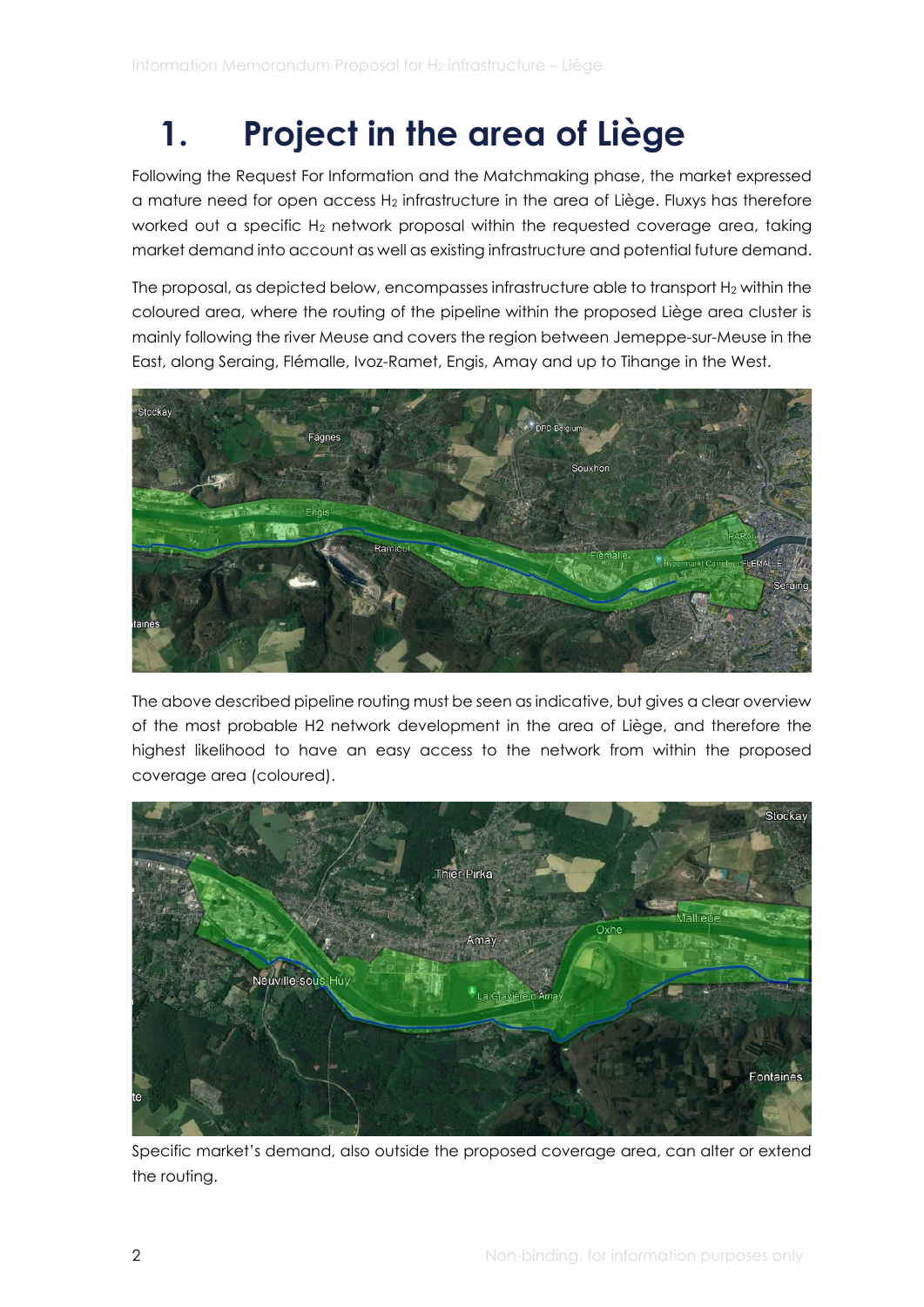# 1. Project in the area of Liège

Following the Request For Information and the Matchmaking phase, the market expressed a mature need for open access $H_2$ infrastructure in the area of Liège. Fluxys has therefore worked out a specific $H_2$ network proposal within the requested coverage area, taking market demand into account as well as existing infrastructure and potential future demand.

The proposal, as depicted below, encompasses infrastructure able to transport $H_2$ within the coloured area, where the routing of the pipeline within the proposed Liège area cluster is mainly following the river Meuse and covers the region between Jemeppe-sur-Meuse in the East, along Seraing, Flémalle, Ivoz-Ramet, Engis, Amay and up to Tihange in the West.

The above described pipeline routing must be seen as indicative, but gives a clear overview of the most probable H2 network development in the area of Liège, and therefore the highest likelihood to have an easy access to the network from within the proposed coverage area (coloured).

Specific market's demand, also outside the proposed coverage area, can alter or extend the routing.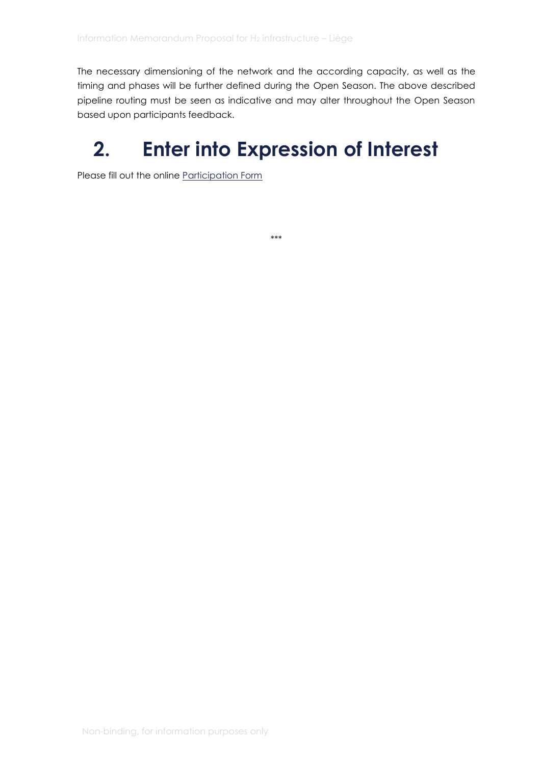The necessary dimensioning of the network and the according capacity, as well as the timing and phases will be further defined during the Open Season. The above described pipeline routing must be seen as indicative and may alter throughout the Open Season based upon participants feedback.

# 2. Enter into Expression of Interest

Please fill out the online Participation Form

***